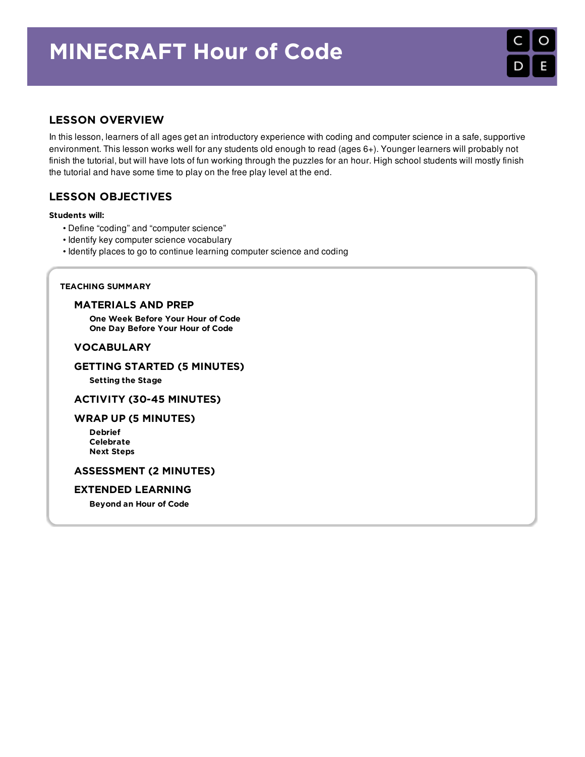# MINECRAFT Hour of Code

## LESSON OVERVIEW

In this lesson, learners of all ages get an introductory experience with coding and computer science in a safe, supportive environment. This lesson works well for any students old enough to read (ages 6+). Younger learners will probably not finish the tutorial, but will have lots of fun working through the puzzles for an hour. High school students will mostly finish the tutorial and have some time to play on the free play level at the end.

## LESSON OBJECTIVES

**Students will:**

- Define "coding" and "computer science"
- Identify key computer science vocabulary
- Identify places to go to continue learning computer science and coding

**TEACHING SUMMARY**

### MATERIALS AND PREP

**One Week Before Your Hour of Code**
**One Day Before Your Hour of Code**

### VOCABULARY

### GETTING STARTED (5 MINUTES)

**Setting the Stage**

### ACTIVITY (30-45 MINUTES)

### WRAP UP (5 MINUTES)

**Debrief**
**Celebrate**
**Next Steps**

### ASSESSMENT (2 MINUTES)

### EXTENDED LEARNING

**Beyond an Hour of Code**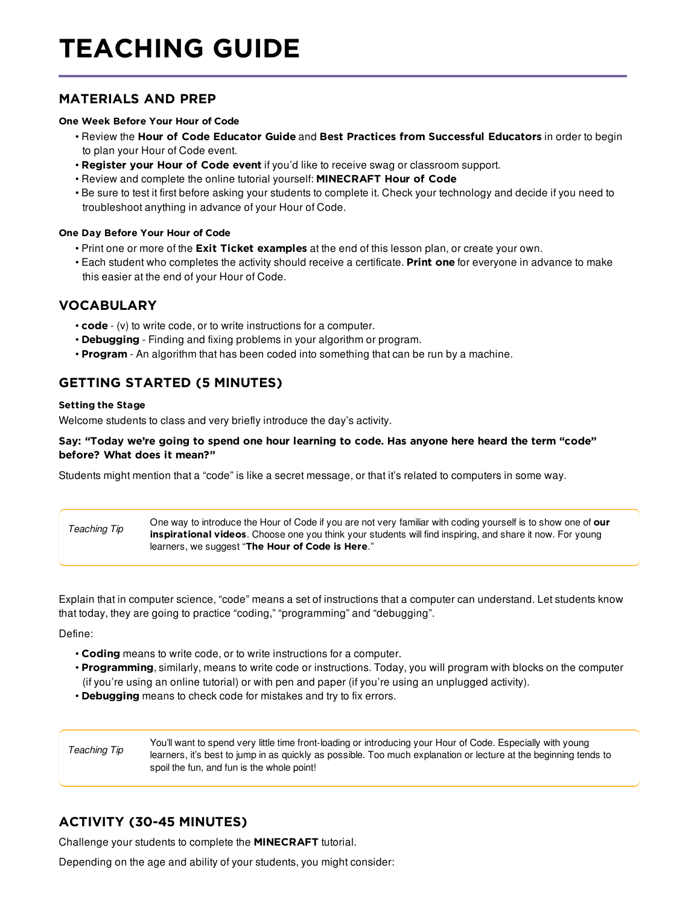# TEACHING GUIDE

## MATERIALS AND PREP

#### One Week Before Your Hour of Code

- Review the **Hour of Code Educator Guide** and **Best Practices from Successful Educators** in order to begin to plan your Hour of Code event.
- **Register your Hour of Code event** if you'd like to receive swag or classroom support.
- Review and complete the online tutorial yourself: **MINECRAFT Hour of Code**
- Be sure to test it first before asking your students to complete it. Check your technology and decide if you need to troubleshoot anything in advance of your Hour of Code.

#### One Day Before Your Hour of Code

- Print one or more of the **Exit Ticket examples** at the end of this lesson plan, or create your own.
- Each student who completes the activity should receive a certificate. **Print one** for everyone in advance to make this easier at the end of your Hour of Code.

## VOCABULARY

- **code** - (v) to write code, or to write instructions for a computer.
- **Debugging** - Finding and fixing problems in your algorithm or program.
- **Program** - An algorithm that has been coded into something that can be run by a machine.

## GETTING STARTED (5 MINUTES)

#### Setting the Stage

Welcome students to class and very briefly introduce the day's activity.

**Say: "Today we're going to spend one hour learning to code. Has anyone here heard the term "code" before? What does it mean?"**

Students might mention that a "code" is like a secret message, or that it's related to computers in some way.

| *Teaching Tip* | One way to introduce the Hour of Code if you are not very familiar with coding yourself is to show one of **our inspirational videos**. Choose one you think your students will find inspiring, and share it now. For young learners, we suggest "**The Hour of Code is Here**." |
|---|---|

Explain that in computer science, "code" means a set of instructions that a computer can understand. Let students know that today, they are going to practice "coding," "programming" and "debugging".

Define:

- **Coding** means to write code, or to write instructions for a computer.
- **Programming**, similarly, means to write code or instructions. Today, you will program with blocks on the computer (if you're using an online tutorial) or with pen and paper (if you're using an unplugged activity).
- **Debugging** means to check code for mistakes and try to fix errors.

| *Teaching Tip* | You'll want to spend very little time front-loading or introducing your Hour of Code. Especially with young learners, it's best to jump in as quickly as possible. Too much explanation or lecture at the beginning tends to spoil the fun, and fun is the whole point! |
|---|---|

## ACTIVITY (30-45 MINUTES)

Challenge your students to complete the **MINECRAFT** tutorial.

Depending on the age and ability of your students, you might consider: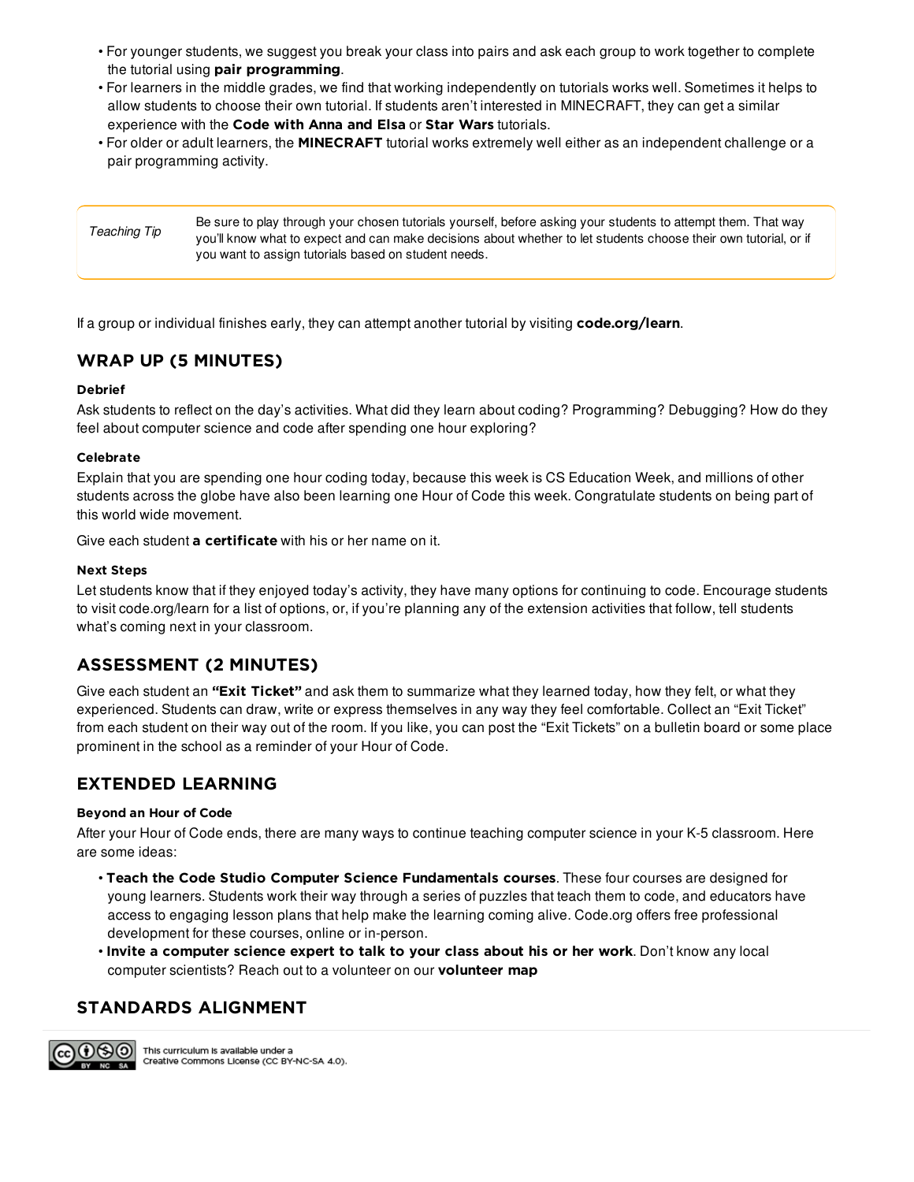- For younger students, we suggest you break your class into pairs and ask each group to work together to complete the tutorial using **pair programming**.
- For learners in the middle grades, we find that working independently on tutorials works well. Sometimes it helps to allow students to choose their own tutorial. If students aren't interested in MINECRAFT, they can get a similar experience with the **Code with Anna and Elsa** or **Star Wars** tutorials.
- For older or adult learners, the **MINECRAFT** tutorial works extremely well either as an independent challenge or a pair programming activity.

| | |
|---|---|
| *Teaching Tip* | Be sure to play through your chosen tutorials yourself, before asking your students to attempt them. That way you'll know what to expect and can make decisions about whether to let students choose their own tutorial, or if you want to assign tutorials based on student needs. |

If a group or individual finishes early, they can attempt another tutorial by visiting **code.org/learn**.

## WRAP UP (5 MINUTES)

#### Debrief

Ask students to reflect on the day's activities. What did they learn about coding? Programming? Debugging? How do they feel about computer science and code after spending one hour exploring?

#### Celebrate

Explain that you are spending one hour coding today, because this week is CS Education Week, and millions of other students across the globe have also been learning one Hour of Code this week. Congratulate students on being part of this world wide movement.

Give each student **a certificate** with his or her name on it.

#### Next Steps

Let students know that if they enjoyed today's activity, they have many options for continuing to code. Encourage students to visit code.org/learn for a list of options, or, if you're planning any of the extension activities that follow, tell students what's coming next in your classroom.

## ASSESSMENT (2 MINUTES)

Give each student an **"Exit Ticket"** and ask them to summarize what they learned today, how they felt, or what they experienced. Students can draw, write or express themselves in any way they feel comfortable. Collect an "Exit Ticket" from each student on their way out of the room. If you like, you can post the "Exit Tickets" on a bulletin board or some place prominent in the school as a reminder of your Hour of Code.

## EXTENDED LEARNING

#### Beyond an Hour of Code

After your Hour of Code ends, there are many ways to continue teaching computer science in your K-5 classroom. Here are some ideas:

- **Teach the Code Studio Computer Science Fundamentals courses**. These four courses are designed for young learners. Students work their way through a series of puzzles that teach them to code, and educators have access to engaging lesson plans that help make the learning coming alive. Code.org offers free professional development for these courses, online or in-person.
- **Invite a computer science expert to talk to your class about his or her work**. Don't know any local computer scientists? Reach out to a volunteer on our **volunteer map**

## STANDARDS ALIGNMENT

This curriculum is available under a Creative Commons License (CC BY-NC-SA 4.0).